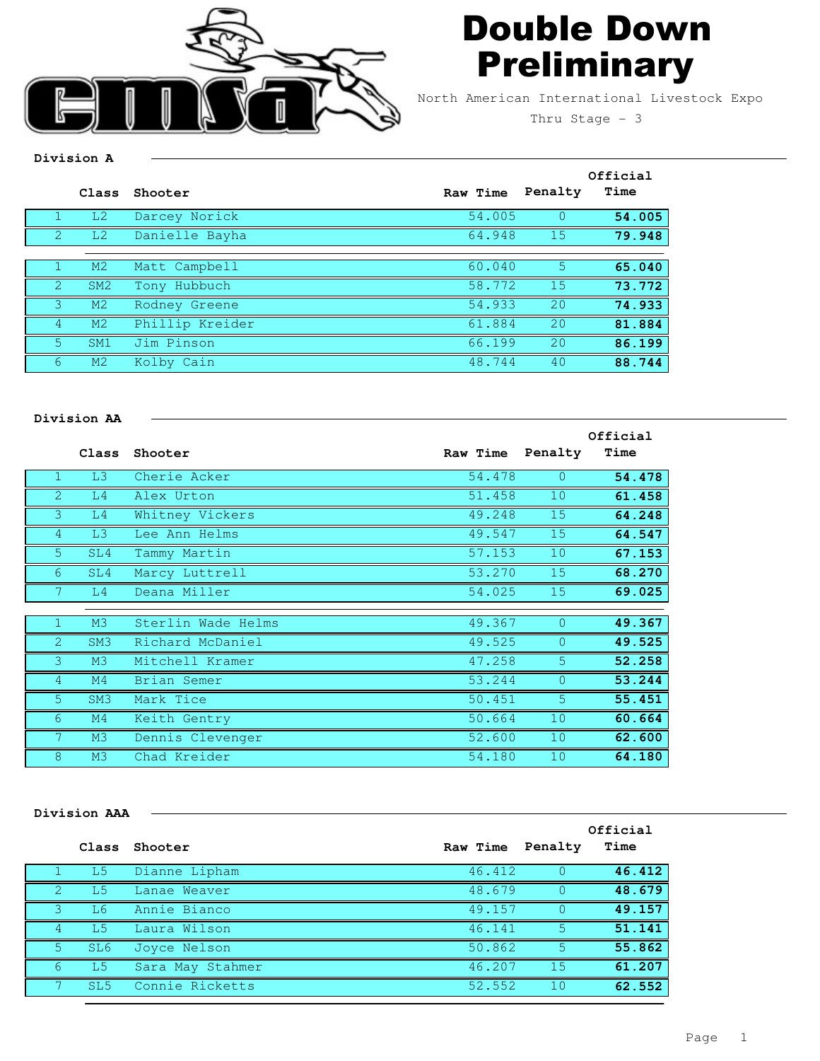# Double Down Preliminary

North American International Livestock Expo

Thru Stage - 3

## Division A

| | Class | Shooter | Raw Time | Penalty | Official Time |
|---|---|---|---|---|---|
| 1 | L2 | Darcey Norick | 54.005 | 0 | **54.005** |
| 2 | L2 | Danielle Bayha | 64.948 | 15 | **79.948** |
| 1 | M2 | Matt Campbell | 60.040 | 5 | **65.040** |
| 2 | SM2 | Tony Hubbuch | 58.772 | 15 | **73.772** |
| 3 | M2 | Rodney Greene | 54.933 | 20 | **74.933** |
| 4 | M2 | Phillip Kreider | 61.884 | 20 | **81.884** |
| 5 | SM1 | Jim Pinson | 66.199 | 20 | **86.199** |
| 6 | M2 | Kolby Cain | 48.744 | 40 | **88.744** |

## Division AA

| | Class | Shooter | Raw Time | Penalty | Official Time |
|---|---|---|---|---|---|
| 1 | L3 | Cherie Acker | 54.478 | 0 | **54.478** |
| 2 | L4 | Alex Urton | 51.458 | 10 | **61.458** |
| 3 | L4 | Whitney Vickers | 49.248 | 15 | **64.248** |
| 4 | L3 | Lee Ann Helms | 49.547 | 15 | **64.547** |
| 5 | SL4 | Tammy Martin | 57.153 | 10 | **67.153** |
| 6 | SL4 | Marcy Luttrell | 53.270 | 15 | **68.270** |
| 7 | L4 | Deana Miller | 54.025 | 15 | **69.025** |
| 1 | M3 | Sterlin Wade Helms | 49.367 | 0 | **49.367** |
| 2 | SM3 | Richard McDaniel | 49.525 | 0 | **49.525** |
| 3 | M3 | Mitchell Kramer | 47.258 | 5 | **52.258** |
| 4 | M4 | Brian Semer | 53.244 | 0 | **53.244** |
| 5 | SM3 | Mark Tice | 50.451 | 5 | **55.451** |
| 6 | M4 | Keith Gentry | 50.664 | 10 | **60.664** |
| 7 | M3 | Dennis Clevenger | 52.600 | 10 | **62.600** |
| 8 | M3 | Chad Kreider | 54.180 | 10 | **64.180** |

## Division AAA

| | Class | Shooter | Raw Time | Penalty | Official Time |
|---|---|---|---|---|---|
| 1 | L5 | Dianne Lipham | 46.412 | 0 | **46.412** |
| 2 | L5 | Lanae Weaver | 48.679 | 0 | **48.679** |
| 3 | L6 | Annie Bianco | 49.157 | 0 | **49.157** |
| 4 | L5 | Laura Wilson | 46.141 | 5 | **51.141** |
| 5 | SL6 | Joyce Nelson | 50.862 | 5 | **55.862** |
| 6 | L5 | Sara May Stahmer | 46.207 | 15 | **61.207** |
| 7 | SL5 | Connie Ricketts | 52.552 | 10 | **62.552** |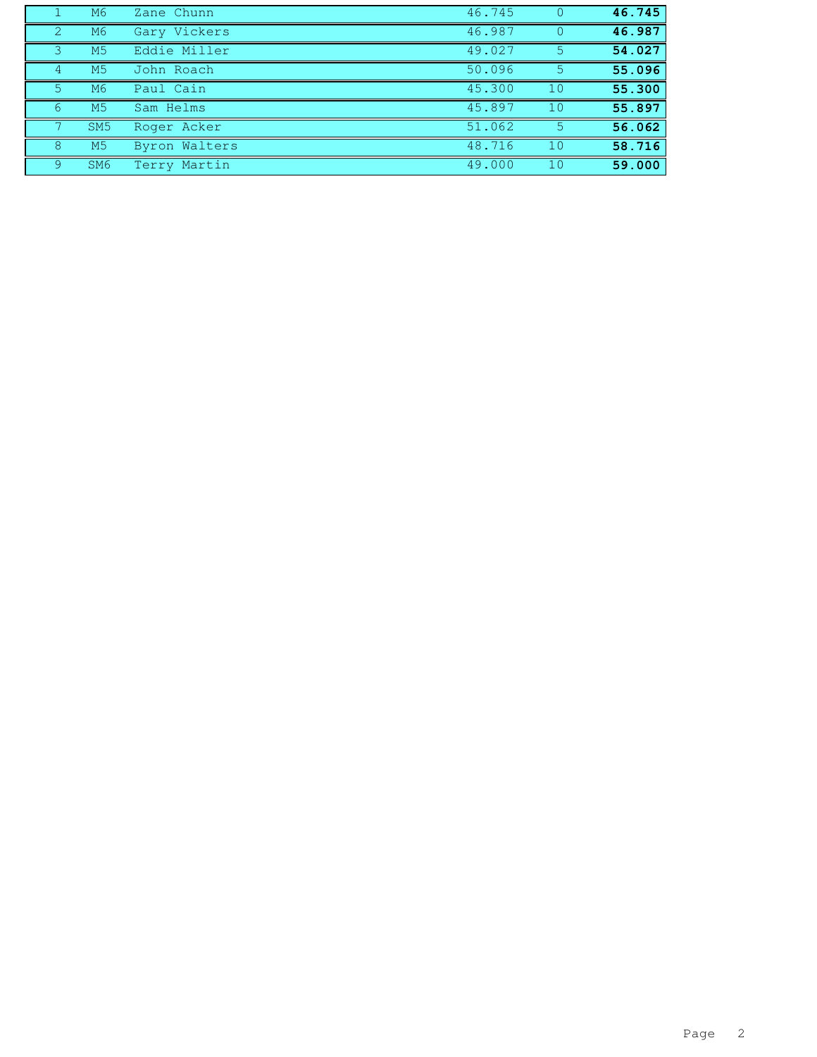| | | | | | |
|---|---|---|---|---|---|
| 1 | M6 | Zane Chunn | 46.745 | 0 | **46.745** |
| 2 | M6 | Gary Vickers | 46.987 | 0 | **46.987** |
| 3 | M5 | Eddie Miller | 49.027 | 5 | **54.027** |
| 4 | M5 | John Roach | 50.096 | 5 | **55.096** |
| 5 | M6 | Paul Cain | 45.300 | 10 | **55.300** |
| 6 | M5 | Sam Helms | 45.897 | 10 | **55.897** |
| 7 | SM5 | Roger Acker | 51.062 | 5 | **56.062** |
| 8 | M5 | Byron Walters | 48.716 | 10 | **58.716** |
| 9 | SM6 | Terry Martin | 49.000 | 10 | **59.000** |